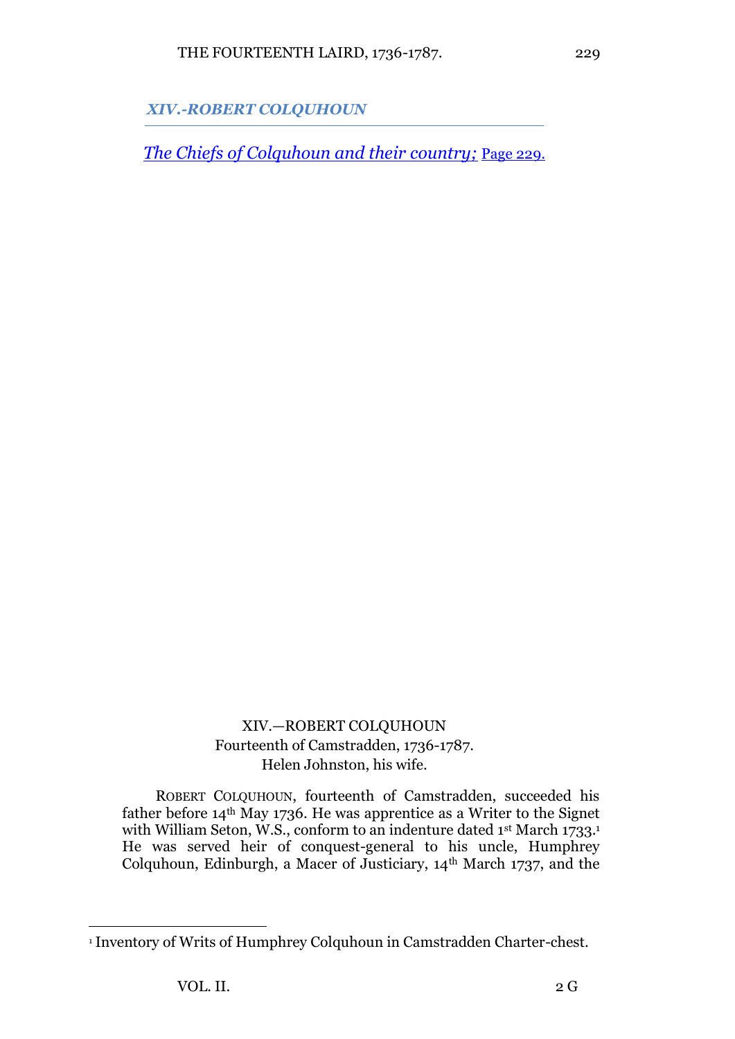*XIV.-ROBERT COLQUHOUN*

*The Chiefs of Colquhoun and their country;* Page 229.

XIV.—ROBERT COLQUHOUN
Fourteenth of Camstradden, 1736-1787.
Helen Johnston, his wife.

ROBERT COLQUHOUN, fourteenth of Camstradden, succeeded his father before 14th May 1736. He was apprentice as a Writer to the Signet with William Seton, W.S., conform to an indenture dated 1st March 1733.[1] He was served heir of conquest-general to his uncle, Humphrey Colquhoun, Edinburgh, a Macer of Justiciary, 14th March 1737, and the

[1] Inventory of Writs of Humphrey Colquhoun in Camstradden Charter-chest.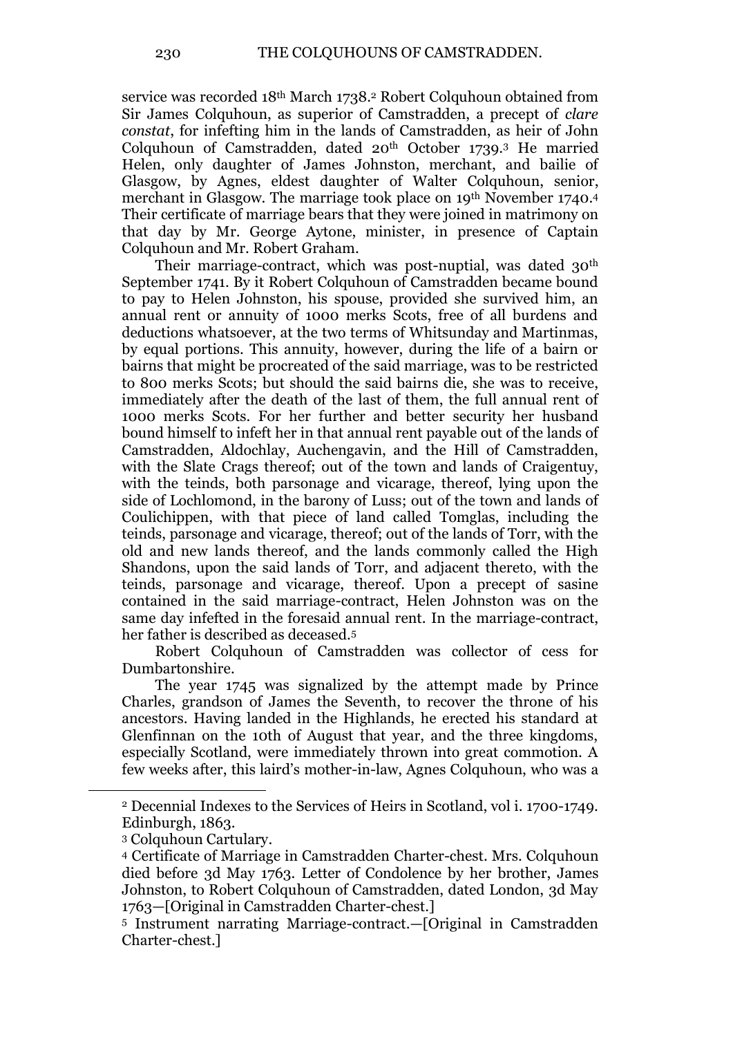service was recorded 18th March 1738.[2] Robert Colquhoun obtained from Sir James Colquhoun, as superior of Camstradden, a precept of *clare constat*, for infefting him in the lands of Camstradden, as heir of John Colquhoun of Camstradden, dated 20th October 1739.[3] He married Helen, only daughter of James Johnston, merchant, and bailie of Glasgow, by Agnes, eldest daughter of Walter Colquhoun, senior, merchant in Glasgow. The marriage took place on 19th November 1740.[4] Their certificate of marriage bears that they were joined in matrimony on that day by Mr. George Aytone, minister, in presence of Captain Colquhoun and Mr. Robert Graham.

Their marriage-contract, which was post-nuptial, was dated 30th September 1741. By it Robert Colquhoun of Camstradden became bound to pay to Helen Johnston, his spouse, provided she survived him, an annual rent or annuity of 1000 merks Scots, free of all burdens and deductions whatsoever, at the two terms of Whitsunday and Martinmas, by equal portions. This annuity, however, during the life of a bairn or bairns that might be procreated of the said marriage, was to be restricted to 800 merks Scots; but should the said bairns die, she was to receive, immediately after the death of the last of them, the full annual rent of 1000 merks Scots. For her further and better security her husband bound himself to infeft her in that annual rent payable out of the lands of Camstradden, Aldochlay, Auchengavin, and the Hill of Camstradden, with the Slate Crags thereof; out of the town and lands of Craigentuy, with the teinds, both parsonage and vicarage, thereof, lying upon the side of Lochlomond, in the barony of Luss; out of the town and lands of Coulichippen, with that piece of land called Tomglas, including the teinds, parsonage and vicarage, thereof; out of the lands of Torr, with the old and new lands thereof, and the lands commonly called the High Shandons, upon the said lands of Torr, and adjacent thereto, with the teinds, parsonage and vicarage, thereof. Upon a precept of sasine contained in the said marriage-contract, Helen Johnston was on the same day infefted in the foresaid annual rent. In the marriage-contract, her father is described as deceased.[5]

Robert Colquhoun of Camstradden was collector of cess for Dumbartonshire.

The year 1745 was signalized by the attempt made by Prince Charles, grandson of James the Seventh, to recover the throne of his ancestors. Having landed in the Highlands, he erected his standard at Glenfinnan on the 10th of August that year, and the three kingdoms, especially Scotland, were immediately thrown into great commotion. A few weeks after, this laird's mother-in-law, Agnes Colquhoun, who was a

---

[2] Decennial Indexes to the Services of Heirs in Scotland, vol i. 1700-1749. Edinburgh, 1863.

[3] Colquhoun Cartulary.

[4] Certificate of Marriage in Camstradden Charter-chest. Mrs. Colquhoun died before 3d May 1763. Letter of Condolence by her brother, James Johnston, to Robert Colquhoun of Camstradden, dated London, 3d May 1763—[Original in Camstradden Charter-chest.]

[5] Instrument narrating Marriage-contract.—[Original in Camstradden Charter-chest.]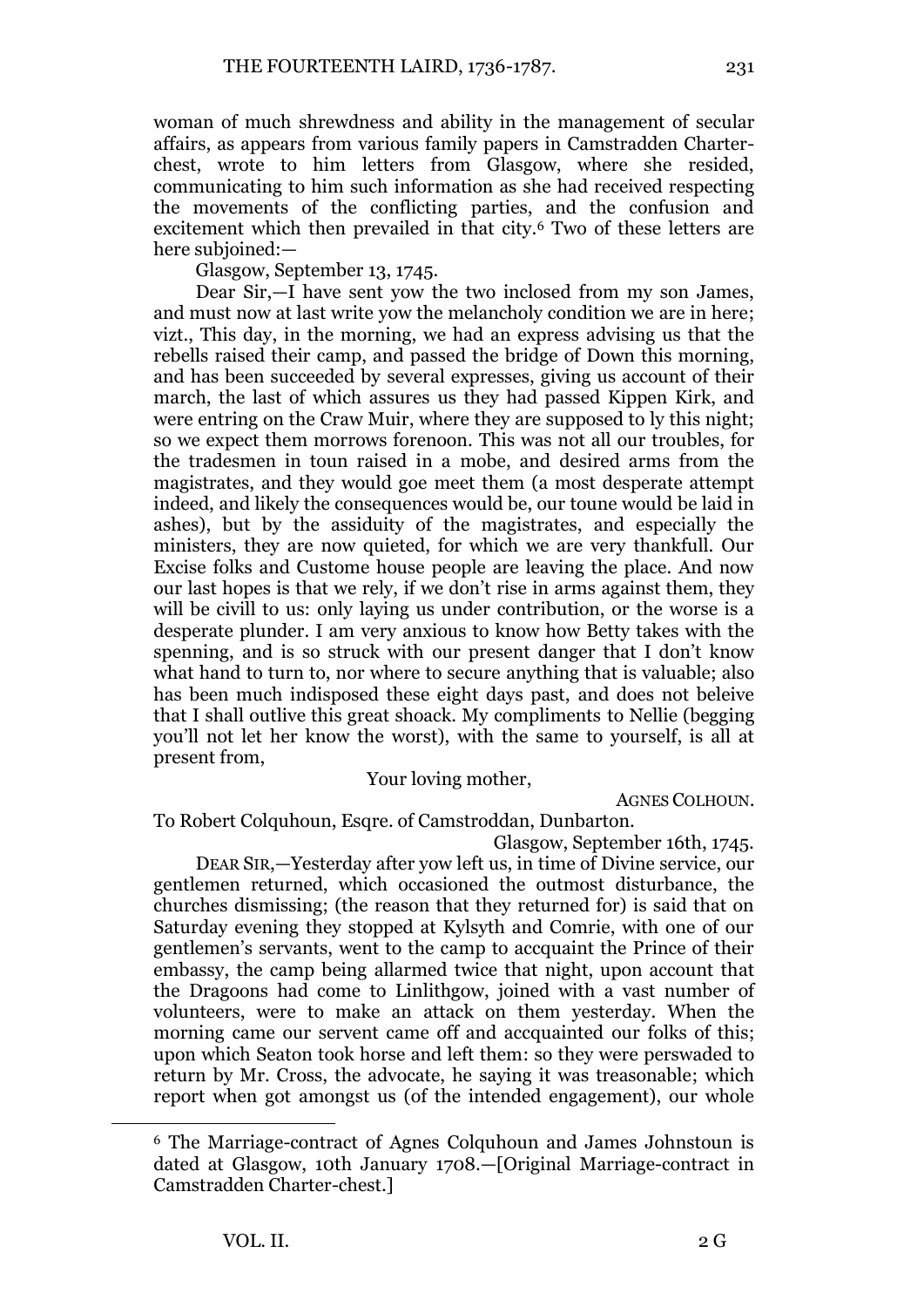woman of much shrewdness and ability in the management of secular affairs, as appears from various family papers in Camstradden Charter-chest, wrote to him letters from Glasgow, where she resided, communicating to him such information as she had received respecting the movements of the conflicting parties, and the confusion and excitement which then prevailed in that city.[6] Two of these letters are here subjoined:—

Glasgow, September 13, 1745.

Dear Sir,—I have sent yow the two inclosed from my son James, and must now at last write yow the melancholy condition we are in here; vizt., This day, in the morning, we had an express advising us that the rebells raised their camp, and passed the bridge of Down this morning, and has been succeeded by several expresses, giving us account of their march, the last of which assures us they had passed Kippen Kirk, and were entring on the Craw Muir, where they are supposed to ly this night; so we expect them morrows forenoon. This was not all our troubles, for the tradesmen in toun raised in a mobe, and desired arms from the magistrates, and they would goe meet them (a most desperate attempt indeed, and likely the consequences would be, our toune would be laid in ashes), but by the assiduity of the magistrates, and especially the ministers, they are now quieted, for which we are very thankfull. Our Excise folks and Custome house people are leaving the place. And now our last hopes is that we rely, if we don't rise in arms against them, they will be civill to us: only laying us under contribution, or the worse is a desperate plunder. I am very anxious to know how Betty takes with the spenning, and is so struck with our present danger that I don't know what hand to turn to, nor where to secure anything that is valuable; also has been much indisposed these eight days past, and does not beleive that I shall outlive this great shoack. My compliments to Nellie (begging you'll not let her know the worst), with the same to yourself, is all at present from,

Your loving mother,

AGNES COLHOUN.

To Robert Colquhoun, Esqre. of Camstroddan, Dunbarton.

Glasgow, September 16th, 1745.

DEAR SIR,—Yesterday after yow left us, in time of Divine service, our gentlemen returned, which occasioned the outmost disturbance, the churches dismissing; (the reason that they returned for) is said that on Saturday evening they stopped at Kylsyth and Comrie, with one of our gentlemen's servants, went to the camp to accquaint the Prince of their embassy, the camp being allarmed twice that night, upon account that the Dragoons had come to Linlithgow, joined with a vast number of volunteers, were to make an attack on them yesterday. When the morning came our servent came off and accquainted our folks of this; upon which Seaton took horse and left them: so they were perswaded to return by Mr. Cross, the advocate, he saying it was treasonable; which report when got amongst us (of the intended engagement), our whole

---

[6] The Marriage-contract of Agnes Colquhoun and James Johnstoun is dated at Glasgow, 10th January 1708.—[Original Marriage-contract in Camstradden Charter-chest.]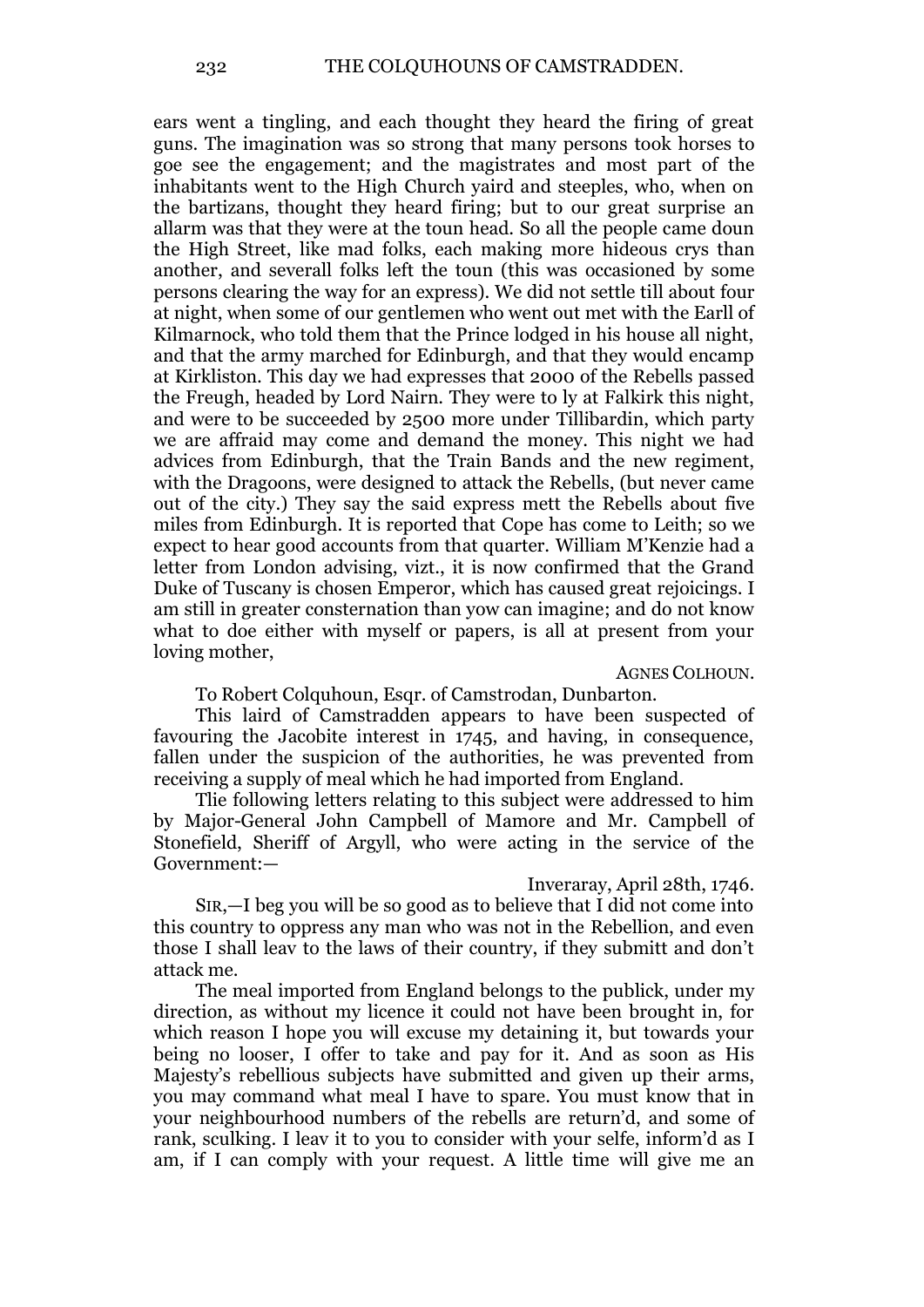ears went a tingling, and each thought they heard the firing of great guns. The imagination was so strong that many persons took horses to goe see the engagement; and the magistrates and most part of the inhabitants went to the High Church yaird and steeples, who, when on the bartizans, thought they heard firing; but to our great surprise an allarm was that they were at the toun head. So all the people came doun the High Street, like mad folks, each making more hideous crys than another, and severall folks left the toun (this was occasioned by some persons clearing the way for an express). We did not settle till about four at night, when some of our gentlemen who went out met with the Earll of Kilmarnock, who told them that the Prince lodged in his house all night, and that the army marched for Edinburgh, and that they would encamp at Kirkliston. This day we had expresses that 2000 of the Rebells passed the Freugh, headed by Lord Nairn. They were to ly at Falkirk this night, and were to be succeeded by 2500 more under Tillibardin, which party we are affraid may come and demand the money. This night we had advices from Edinburgh, that the Train Bands and the new regiment, with the Dragoons, were designed to attack the Rebells, (but never came out of the city.) They say the said express mett the Rebells about five miles from Edinburgh. It is reported that Cope has come to Leith; so we expect to hear good accounts from that quarter. William M'Kenzie had a letter from London advising, vizt., it is now confirmed that the Grand Duke of Tuscany is chosen Emperor, which has caused great rejoicings. I am still in greater consternation than yow can imagine; and do not know what to doe either with myself or papers, is all at present from your loving mother,

AGNES COLHOUN.

To Robert Colquhoun, Esqr. of Camstrodan, Dunbarton.

This laird of Camstradden appears to have been suspected of favouring the Jacobite interest in 1745, and having, in consequence, fallen under the suspicion of the authorities, he was prevented from receiving a supply of meal which he had imported from England.

Tlie following letters relating to this subject were addressed to him by Major-General John Campbell of Mamore and Mr. Campbell of Stonefield, Sheriff of Argyll, who were acting in the service of the Government:—

Inveraray, April 28th, 1746.

SIR,—I beg you will be so good as to believe that I did not come into this country to oppress any man who was not in the Rebellion, and even those I shall leav to the laws of their country, if they submitt and don't attack me.

The meal imported from England belongs to the publick, under my direction, as without my licence it could not have been brought in, for which reason I hope you will excuse my detaining it, but towards your being no looser, I offer to take and pay for it. And as soon as His Majesty's rebellious subjects have submitted and given up their arms, you may command what meal I have to spare. You must know that in your neighbourhood numbers of the rebells are return'd, and some of rank, sculking. I leav it to you to consider with your selfe, inform'd as I am, if I can comply with your request. A little time will give me an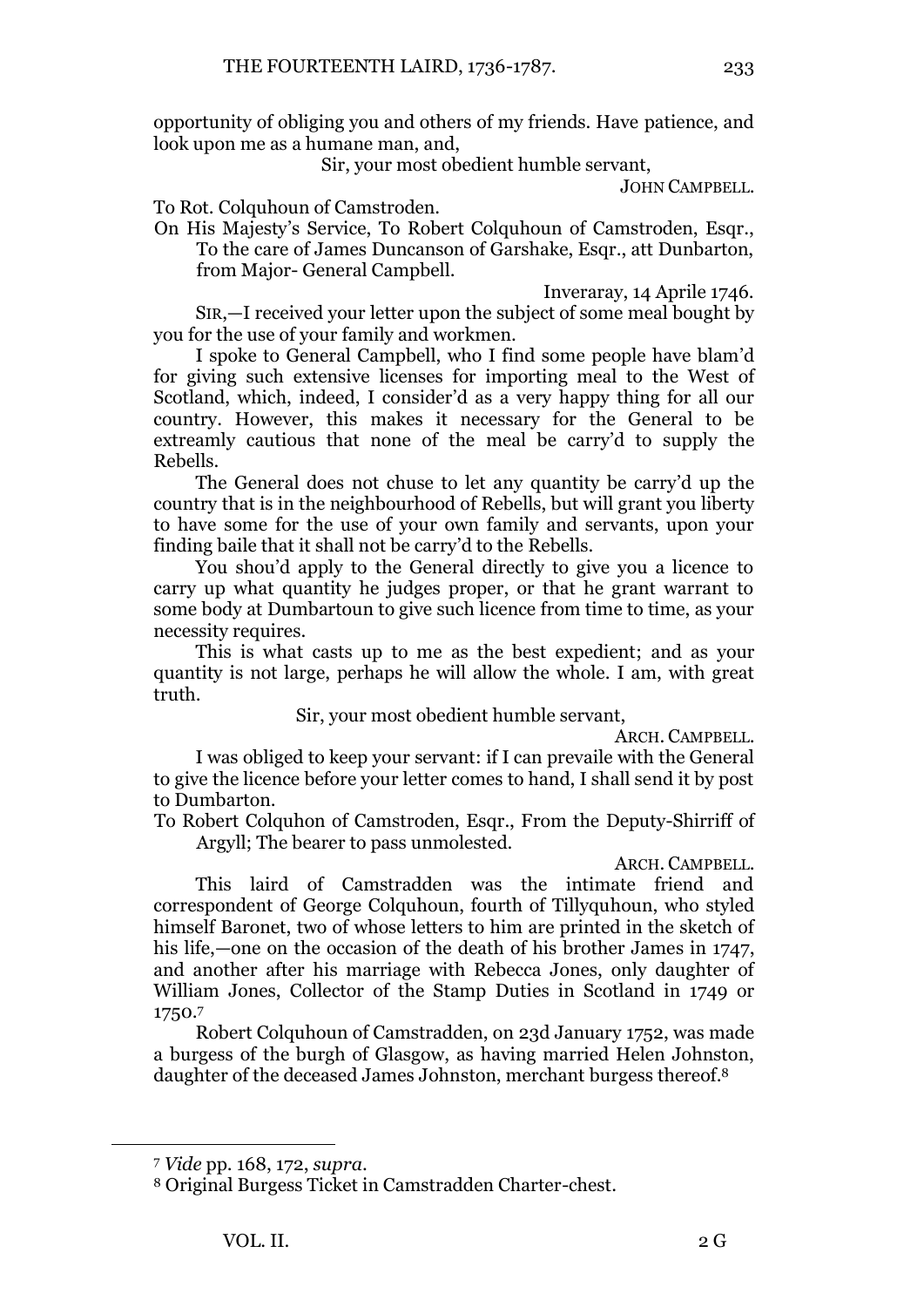opportunity of obliging you and others of my friends. Have patience, and look upon me as a humane man, and,

Sir, your most obedient humble servant,

JOHN CAMPBELL.

To Rot. Colquhoun of Camstroden.

On His Majesty's Service, To Robert Colquhoun of Camstroden, Esqr., To the care of James Duncanson of Garshake, Esqr., att Dunbarton, from Major- General Campbell.

Inveraray, 14 Aprile 1746.

SIR,—I received your letter upon the subject of some meal bought by you for the use of your family and workmen.

I spoke to General Campbell, who I find some people have blam'd for giving such extensive licenses for importing meal to the West of Scotland, which, indeed, I consider'd as a very happy thing for all our country. However, this makes it necessary for the General to be extreamly cautious that none of the meal be carry'd to supply the Rebells.

The General does not chuse to let any quantity be carry'd up the country that is in the neighbourhood of Rebells, but will grant you liberty to have some for the use of your own family and servants, upon your finding baile that it shall not be carry'd to the Rebells.

You shou'd apply to the General directly to give you a licence to carry up what quantity he judges proper, or that he grant warrant to some body at Dumbartoun to give such licence from time to time, as your necessity requires.

This is what casts up to me as the best expedient; and as your quantity is not large, perhaps he will allow the whole. I am, with great truth.

Sir, your most obedient humble servant,

ARCH. CAMPBELL.

I was obliged to keep your servant: if I can prevaile with the General to give the licence before your letter comes to hand, I shall send it by post to Dumbarton.

To Robert Colquhon of Camstroden, Esqr., From the Deputy-Shirriff of Argyll; The bearer to pass unmolested.

ARCH. CAMPBELL.

This laird of Camstradden was the intimate friend and correspondent of George Colquhoun, fourth of Tillyquhoun, who styled himself Baronet, two of whose letters to him are printed in the sketch of his life,—one on the occasion of the death of his brother James in 1747, and another after his marriage with Rebecca Jones, only daughter of William Jones, Collector of the Stamp Duties in Scotland in 1749 or 1750.[7]

Robert Colquhoun of Camstradden, on 23d January 1752, was made a burgess of the burgh of Glasgow, as having married Helen Johnston, daughter of the deceased James Johnston, merchant burgess thereof.[8]

---

[7] *Vide* pp. 168, 172, *supra*.

[8] Original Burgess Ticket in Camstradden Charter-chest.